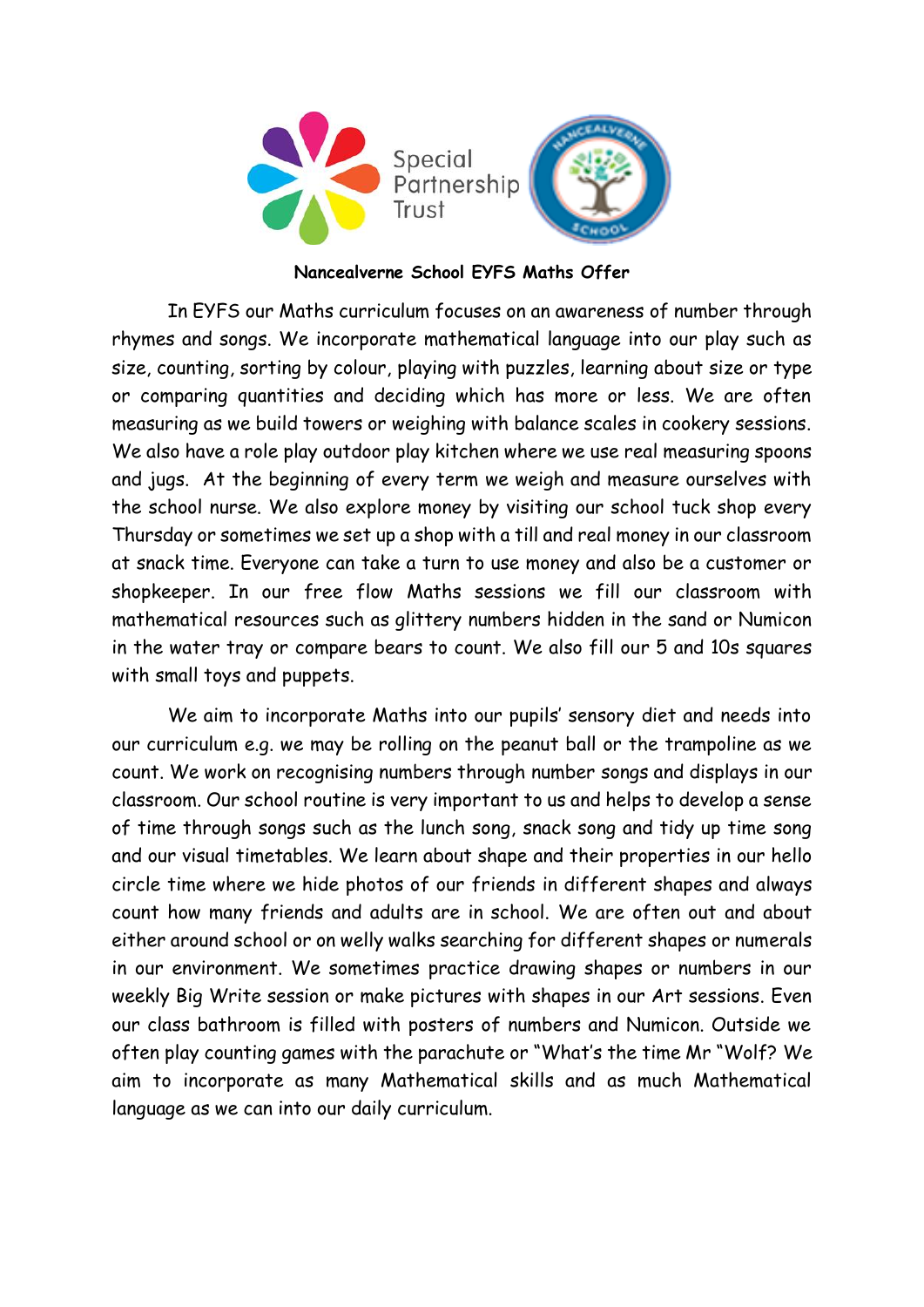Special Partnership Trust

**Nancealverne School EYFS Maths Offer**

In EYFS our Maths curriculum focuses on an awareness of number through rhymes and songs. We incorporate mathematical language into our play such as size, counting, sorting by colour, playing with puzzles, learning about size or type or comparing quantities and deciding which has more or less. We are often measuring as we build towers or weighing with balance scales in cookery sessions. We also have a role play outdoor play kitchen where we use real measuring spoons and jugs. At the beginning of every term we weigh and measure ourselves with the school nurse. We also explore money by visiting our school tuck shop every Thursday or sometimes we set up a shop with a till and real money in our classroom at snack time. Everyone can take a turn to use money and also be a customer or shopkeeper. In our free flow Maths sessions we fill our classroom with mathematical resources such as glittery numbers hidden in the sand or Numicon in the water tray or compare bears to count. We also fill our 5 and 10s squares with small toys and puppets.

We aim to incorporate Maths into our pupils' sensory diet and needs into our curriculum e.g. we may be rolling on the peanut ball or the trampoline as we count. We work on recognising numbers through number songs and displays in our classroom. Our school routine is very important to us and helps to develop a sense of time through songs such as the lunch song, snack song and tidy up time song and our visual timetables. We learn about shape and their properties in our hello circle time where we hide photos of our friends in different shapes and always count how many friends and adults are in school. We are often out and about either around school or on welly walks searching for different shapes or numerals in our environment. We sometimes practice drawing shapes or numbers in our weekly Big Write session or make pictures with shapes in our Art sessions. Even our class bathroom is filled with posters of numbers and Numicon. Outside we often play counting games with the parachute or "What's the time Mr "Wolf? We aim to incorporate as many Mathematical skills and as much Mathematical language as we can into our daily curriculum.